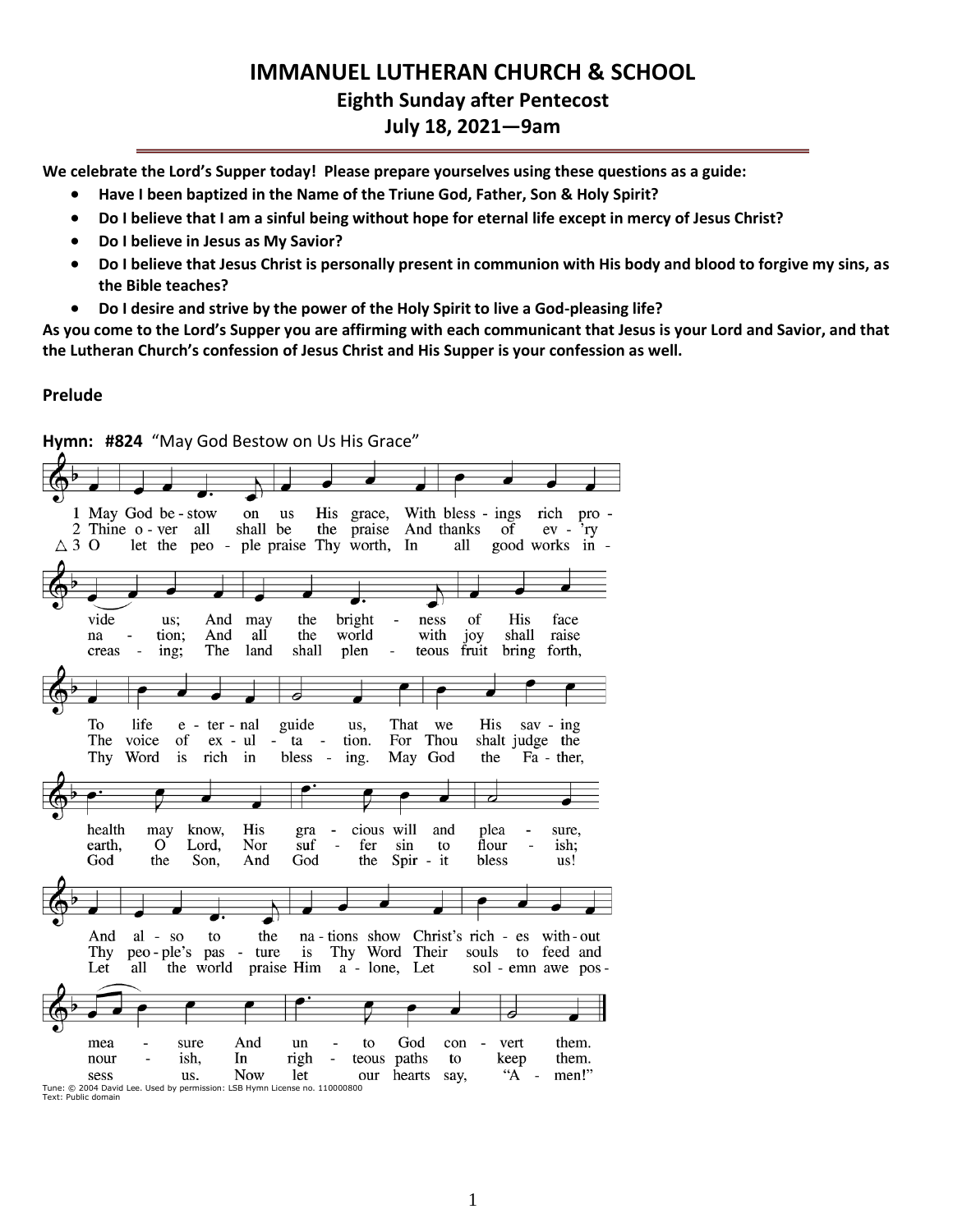# IMMANUEL LUTHERAN CHURCH & SCHOOL

## Eighth Sunday after Pentecost

## July 18, 2021—9am

**We celebrate the Lord's Supper today! Please prepare yourselves using these questions as a guide:**

- **Have I been baptized in the Name of the Triune God, Father, Son & Holy Spirit?**
- **Do I believe that I am a sinful being without hope for eternal life except in mercy of Jesus Christ?**
- **Do I believe in Jesus as My Savior?**
- **Do I believe that Jesus Christ is personally present in communion with His body and blood to forgive my sins, as the Bible teaches?**
- **Do I desire and strive by the power of the Holy Spirit to live a God-pleasing life?**

**As you come to the Lord's Supper you are affirming with each communicant that Jesus is your Lord and Savior, and that the Lutheran Church's confession of Jesus Christ and His Supper is your confession as well.**

**Prelude**

**Hymn: #824** "May God Bestow on Us His Grace"

1 May God bestow on us His grace, With blessings rich provide us; And may the brightness of His face To life eternal guide us, That we His saving health may know, His gracious will and pleasure, And also to the nations show Christ's riches without measure And unto God convert them.

2 Thine over all shall be the praise And thanks of ev'ry nation; And all the world with joy shall raise The voice of exultation. For Thou shalt judge the earth, O Lord, Nor suffer sin to flourish; Thy people's pasture is Thy Word Their souls to feed and nourish, In righteous paths to keep them.

△ 3 O let the people praise Thy worth, In all good works increasing; The land shall plenteous fruit bring forth, Thy Word is rich in blessing. May God the Father, God the Son, And God the Spirit bless us! Let all the world praise Him alone, Let solemn awe possess us. Now let our hearts say, "Amen!"

Tune: © 2004 David Lee. Used by permission: LSB Hymn License no. 110000800
Text: Public domain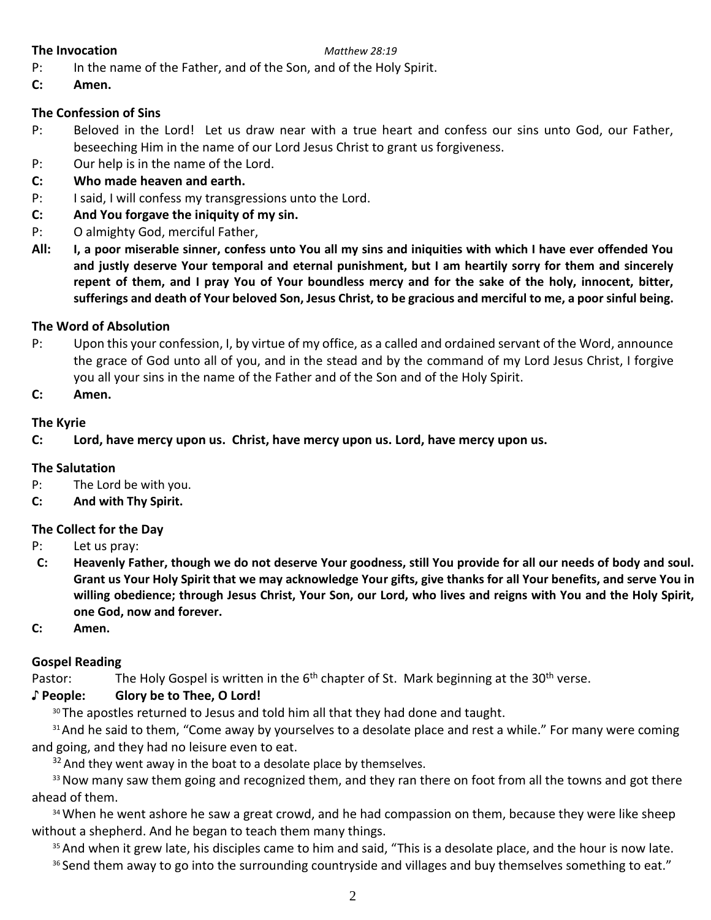**The Invocation** *Matthew 28:19*

P: In the name of the Father, and of the Son, and of the Holy Spirit.

**C: Amen.**

**The Confession of Sins**

P: Beloved in the Lord! Let us draw near with a true heart and confess our sins unto God, our Father, beseeching Him in the name of our Lord Jesus Christ to grant us forgiveness.

P: Our help is in the name of the Lord.

**C: Who made heaven and earth.**

P: I said, I will confess my transgressions unto the Lord.

**C: And You forgave the iniquity of my sin.**

P: O almighty God, merciful Father,

**All: I, a poor miserable sinner, confess unto You all my sins and iniquities with which I have ever offended You and justly deserve Your temporal and eternal punishment, but I am heartily sorry for them and sincerely repent of them, and I pray You of Your boundless mercy and for the sake of the holy, innocent, bitter, sufferings and death of Your beloved Son, Jesus Christ, to be gracious and merciful to me, a poor sinful being.**

**The Word of Absolution**

P: Upon this your confession, I, by virtue of my office, as a called and ordained servant of the Word, announce the grace of God unto all of you, and in the stead and by the command of my Lord Jesus Christ, I forgive you all your sins in the name of the Father and of the Son and of the Holy Spirit.

**C: Amen.**

**The Kyrie**

**C: Lord, have mercy upon us. Christ, have mercy upon us. Lord, have mercy upon us.**

**The Salutation**

P: The Lord be with you.

**C: And with Thy Spirit.**

**The Collect for the Day**

P: Let us pray:

**C: Heavenly Father, though we do not deserve Your goodness, still You provide for all our needs of body and soul. Grant us Your Holy Spirit that we may acknowledge Your gifts, give thanks for all Your benefits, and serve You in willing obedience; through Jesus Christ, Your Son, our Lord, who lives and reigns with You and the Holy Spirit, one God, now and forever.**

**C: Amen.**

**Gospel Reading**

Pastor: The Holy Gospel is written in the 6th chapter of St. Mark beginning at the 30th verse.

**♪ People: Glory be to Thee, O Lord!**

[30] The apostles returned to Jesus and told him all that they had done and taught.

[31] And he said to them, "Come away by yourselves to a desolate place and rest a while." For many were coming and going, and they had no leisure even to eat.

[32] And they went away in the boat to a desolate place by themselves.

[33] Now many saw them going and recognized them, and they ran there on foot from all the towns and got there ahead of them.

[34] When he went ashore he saw a great crowd, and he had compassion on them, because they were like sheep without a shepherd. And he began to teach them many things.

[35] And when it grew late, his disciples came to him and said, "This is a desolate place, and the hour is now late.

[36] Send them away to go into the surrounding countryside and villages and buy themselves something to eat."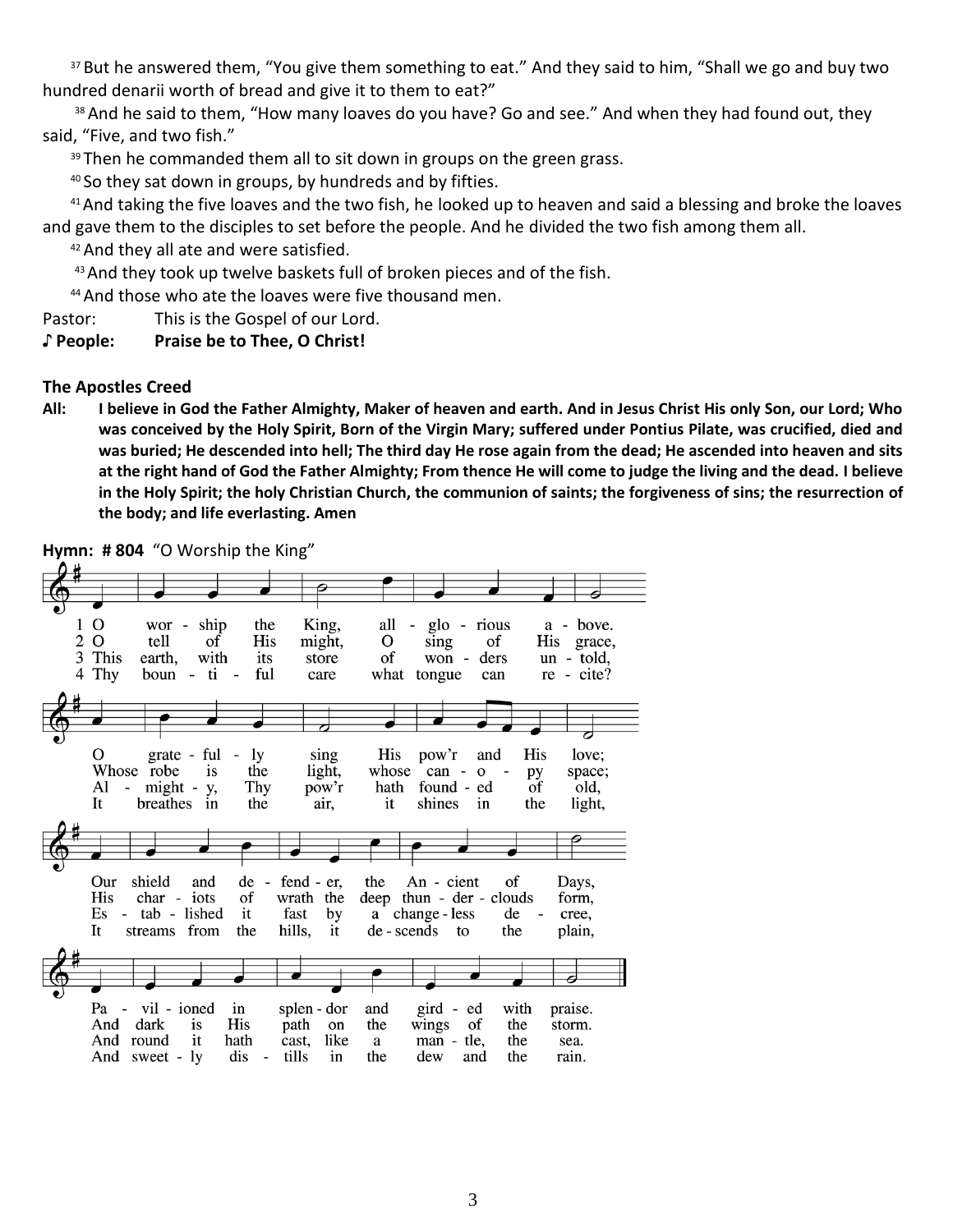[37] But he answered them, "You give them something to eat." And they said to him, "Shall we go and buy two hundred denarii worth of bread and give it to them to eat?"

[38] And he said to them, "How many loaves do you have? Go and see." And when they had found out, they said, "Five, and two fish."

[39] Then he commanded them all to sit down in groups on the green grass.

[40] So they sat down in groups, by hundreds and by fifties.

[41] And taking the five loaves and the two fish, he looked up to heaven and said a blessing and broke the loaves and gave them to the disciples to set before the people. And he divided the two fish among them all.

[42] And they all ate and were satisfied.

[43] And they took up twelve baskets full of broken pieces and of the fish.

[44] And those who ate the loaves were five thousand men.

Pastor: This is the Gospel of our Lord.

**♪ People: Praise be to Thee, O Christ!**

**The Apostles Creed**

**All: I believe in God the Father Almighty, Maker of heaven and earth. And in Jesus Christ His only Son, our Lord; Who was conceived by the Holy Spirit, Born of the Virgin Mary; suffered under Pontius Pilate, was crucified, died and was buried; He descended into hell; The third day He rose again from the dead; He ascended into heaven and sits at the right hand of God the Father Almighty; From thence He will come to judge the living and the dead. I believe in the Holy Spirit; the holy Christian Church, the communion of saints; the forgiveness of sins; the resurrection of the body; and life everlasting. Amen**

**Hymn: # 804** "O Worship the King"

1 O worship the King, all-glorious above.
O gratefully sing His pow'r and His love;
Our shield and defender, the Ancient of Days,
Pavilioned in splendor and girded with praise.

2 O tell of His might, O sing of His grace,
Whose robe is the light, whose canopy space;
His chariots of wrath the deep thunderclouds form,
And dark is His path on the wings of the storm.

3 This earth, with its store of wonders untold,
Almighty, Thy pow'r hath founded of old,
Established it fast by a changeless decree,
And round it hath cast, like a mantle, the sea.

4 Thy bountiful care what tongue can recite?
It breathes in the air, it shines in the light,
It streams from the hills, it descends to the plain,
And sweetly distills in the dew and the rain.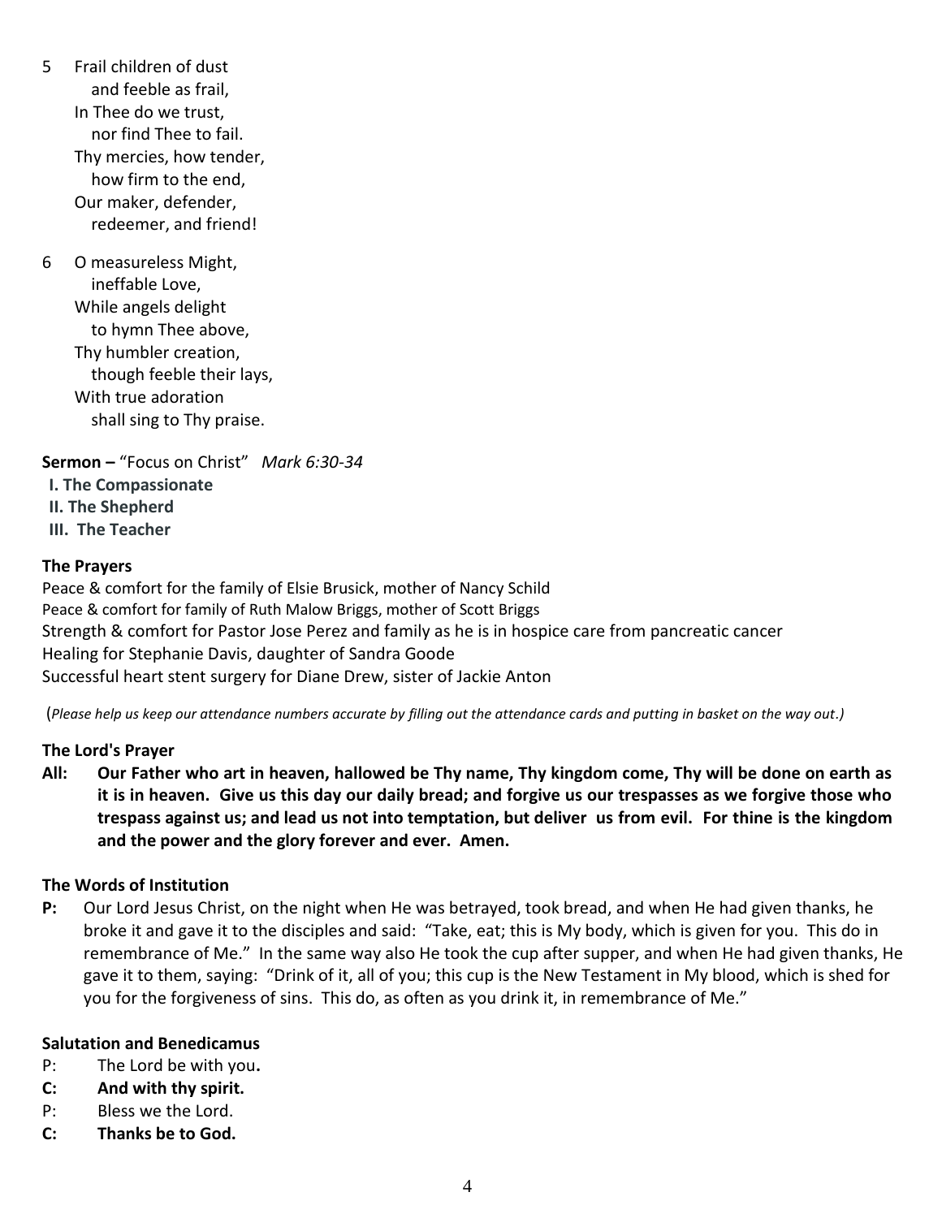5 Frail children of dust
 and feeble as frail,
 In Thee do we trust,
 nor find Thee to fail.
 Thy mercies, how tender,
 how firm to the end,
 Our maker, defender,
 redeemer, and friend!

6 O measureless Might,
 ineffable Love,
 While angels delight
 to hymn Thee above,
 Thy humbler creation,
 though feeble their lays,
 With true adoration
 shall sing to Thy praise.

**Sermon –** "Focus on Christ" *Mark 6:30-34*

**I. The Compassionate**
**II. The Shepherd**
**III. The Teacher**

**The Prayers**

Peace & comfort for the family of Elsie Brusick, mother of Nancy Schild
Peace & comfort for family of Ruth Malow Briggs, mother of Scott Briggs
Strength & comfort for Pastor Jose Perez and family as he is in hospice care from pancreatic cancer
Healing for Stephanie Davis, daughter of Sandra Goode
Successful heart stent surgery for Diane Drew, sister of Jackie Anton

(*Please help us keep our attendance numbers accurate by filling out the attendance cards and putting in basket on the way out.)*

**The Lord's Prayer**

**All: Our Father who art in heaven, hallowed be Thy name, Thy kingdom come, Thy will be done on earth as it is in heaven. Give us this day our daily bread; and forgive us our trespasses as we forgive those who trespass against us; and lead us not into temptation, but deliver us from evil. For thine is the kingdom and the power and the glory forever and ever. Amen.**

**The Words of Institution**

**P:** Our Lord Jesus Christ, on the night when He was betrayed, took bread, and when He had given thanks, he broke it and gave it to the disciples and said: "Take, eat; this is My body, which is given for you. This do in remembrance of Me." In the same way also He took the cup after supper, and when He had given thanks, He gave it to them, saying: "Drink of it, all of you; this cup is the New Testament in My blood, which is shed for you for the forgiveness of sins. This do, as often as you drink it, in remembrance of Me."

**Salutation and Benedicamus**

P: The Lord be with you**.**
**C: And with thy spirit.**
P: Bless we the Lord.
**C: Thanks be to God.**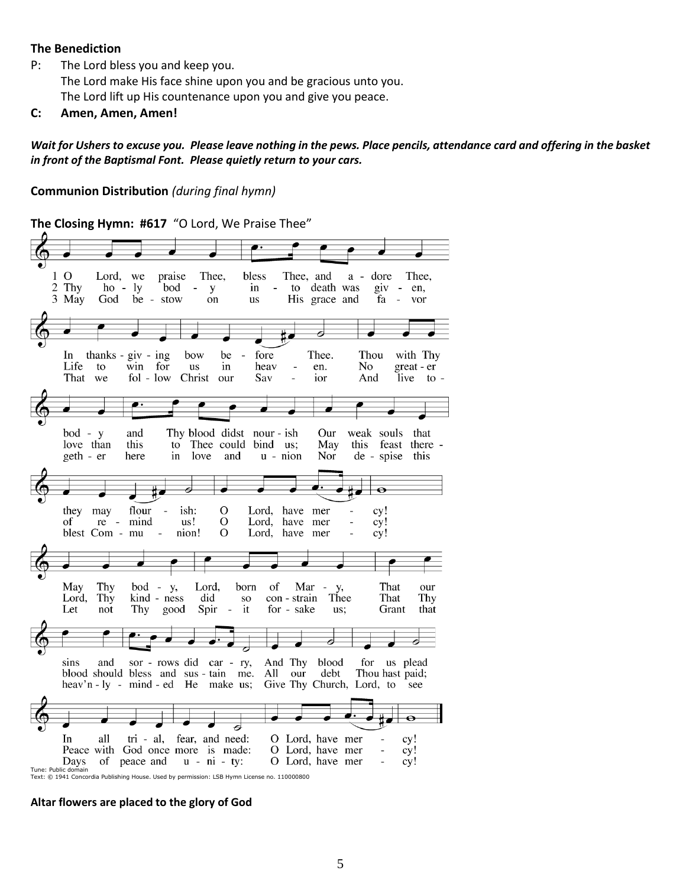**The Benediction**

P: The Lord bless you and keep you.
The Lord make His face shine upon you and be gracious unto you.
The Lord lift up His countenance upon you and give you peace.

**C: Amen, Amen, Amen!**

***Wait for Ushers to excuse you. Please leave nothing in the pews. Place pencils, attendance card and offering in the basket in front of the Baptismal Font. Please quietly return to your cars.***

**Communion Distribution** *(during final hymn)*

**The Closing Hymn: #617** "O Lord, We Praise Thee"

1 O Lord, we praise Thee, bless Thee, and adore Thee,
In thanksgiving bow before Thee.
Thou with Thy body and Thy blood didst nourish
Our weak souls that they may flourish:
O Lord, have mercy!
May Thy body, Lord, born of Mary,
That our sins and sorrows did carry,
And Thy blood for us plead
In all trial, fear, and need:
O Lord, have mercy!

2 Thy holy body into death was given,
Life to win for us in heaven.
No greater love than this to Thee could bind us;
May this feast thereof remind us!
O Lord, have mercy!
Lord, Thy kindness did so constrain Thee
That Thy blood should bless and sustain me.
All our debt Thou hast paid;
Peace with God once more is made:
O Lord, have mercy!

3 May God bestow on us His grace and favor
That we follow Christ our Savior
And live together here in love and union
Nor despise this blest Communion!
O Lord, have mercy!
Let not Thy good Spirit forsake us;
Grant that heav'nly-minded He make us;
Give Thy Church, Lord, to see
Days of peace and unity:
O Lord, have mercy!

Tune: Public domain
Text: © 1941 Concordia Publishing House. Used by permission: LSB Hymn License no. 110000800

**Altar flowers are placed to the glory of God**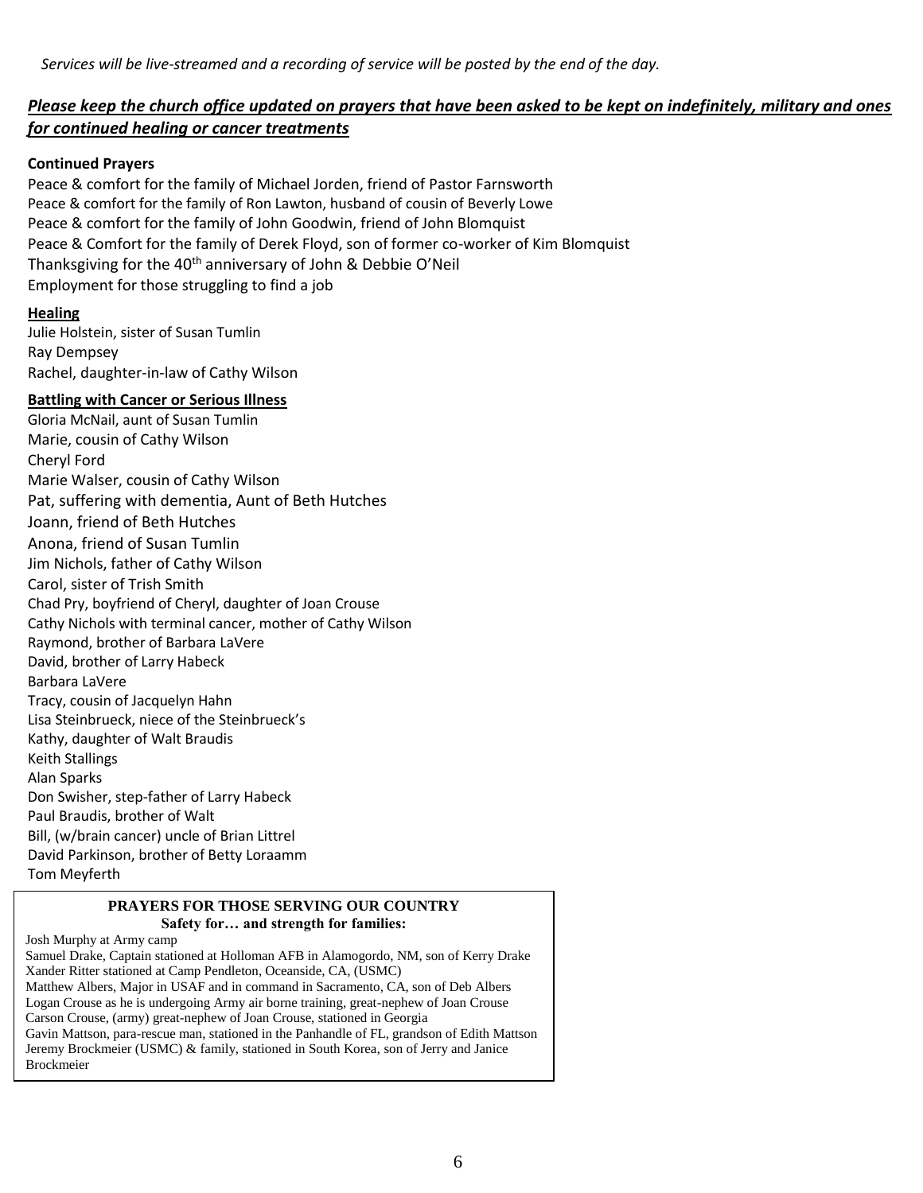*Services will be live-streamed and a recording of service will be posted by the end of the day.*

***Please keep the church office updated on prayers that have been asked to be kept on indefinitely, military and ones for continued healing or cancer treatments***

**Continued Prayers**

Peace & comfort for the family of Michael Jorden, friend of Pastor Farnsworth
Peace & comfort for the family of Ron Lawton, husband of cousin of Beverly Lowe
Peace & comfort for the family of John Goodwin, friend of John Blomquist
Peace & Comfort for the family of Derek Floyd, son of former co-worker of Kim Blomquist
Thanksgiving for the 40th anniversary of John & Debbie O'Neil
Employment for those struggling to find a job

**Healing**

Julie Holstein, sister of Susan Tumlin
Ray Dempsey
Rachel, daughter-in-law of Cathy Wilson

**Battling with Cancer or Serious Illness**

Gloria McNail, aunt of Susan Tumlin
Marie, cousin of Cathy Wilson
Cheryl Ford
Marie Walser, cousin of Cathy Wilson
Pat, suffering with dementia, Aunt of Beth Hutches
Joann, friend of Beth Hutches
Anona, friend of Susan Tumlin
Jim Nichols, father of Cathy Wilson
Carol, sister of Trish Smith
Chad Pry, boyfriend of Cheryl, daughter of Joan Crouse
Cathy Nichols with terminal cancer, mother of Cathy Wilson
Raymond, brother of Barbara LaVere
David, brother of Larry Habeck
Barbara LaVere
Tracy, cousin of Jacquelyn Hahn
Lisa Steinbrueck, niece of the Steinbrueck's
Kathy, daughter of Walt Braudis
Keith Stallings
Alan Sparks
Don Swisher, step-father of Larry Habeck
Paul Braudis, brother of Walt
Bill, (w/brain cancer) uncle of Brian Littrel
David Parkinson, brother of Betty Loraamm
Tom Meyferth

**PRAYERS FOR THOSE SERVING OUR COUNTRY**
**Safety for… and strength for families:**

Josh Murphy at Army camp
Samuel Drake, Captain stationed at Holloman AFB in Alamogordo, NM, son of Kerry Drake
Xander Ritter stationed at Camp Pendleton, Oceanside, CA, (USMC)
Matthew Albers, Major in USAF and in command in Sacramento, CA, son of Deb Albers
Logan Crouse as he is undergoing Army air borne training, great-nephew of Joan Crouse
Carson Crouse, (army) great-nephew of Joan Crouse, stationed in Georgia
Gavin Mattson, para-rescue man, stationed in the Panhandle of FL, grandson of Edith Mattson
Jeremy Brockmeier (USMC) & family, stationed in South Korea, son of Jerry and Janice Brockmeier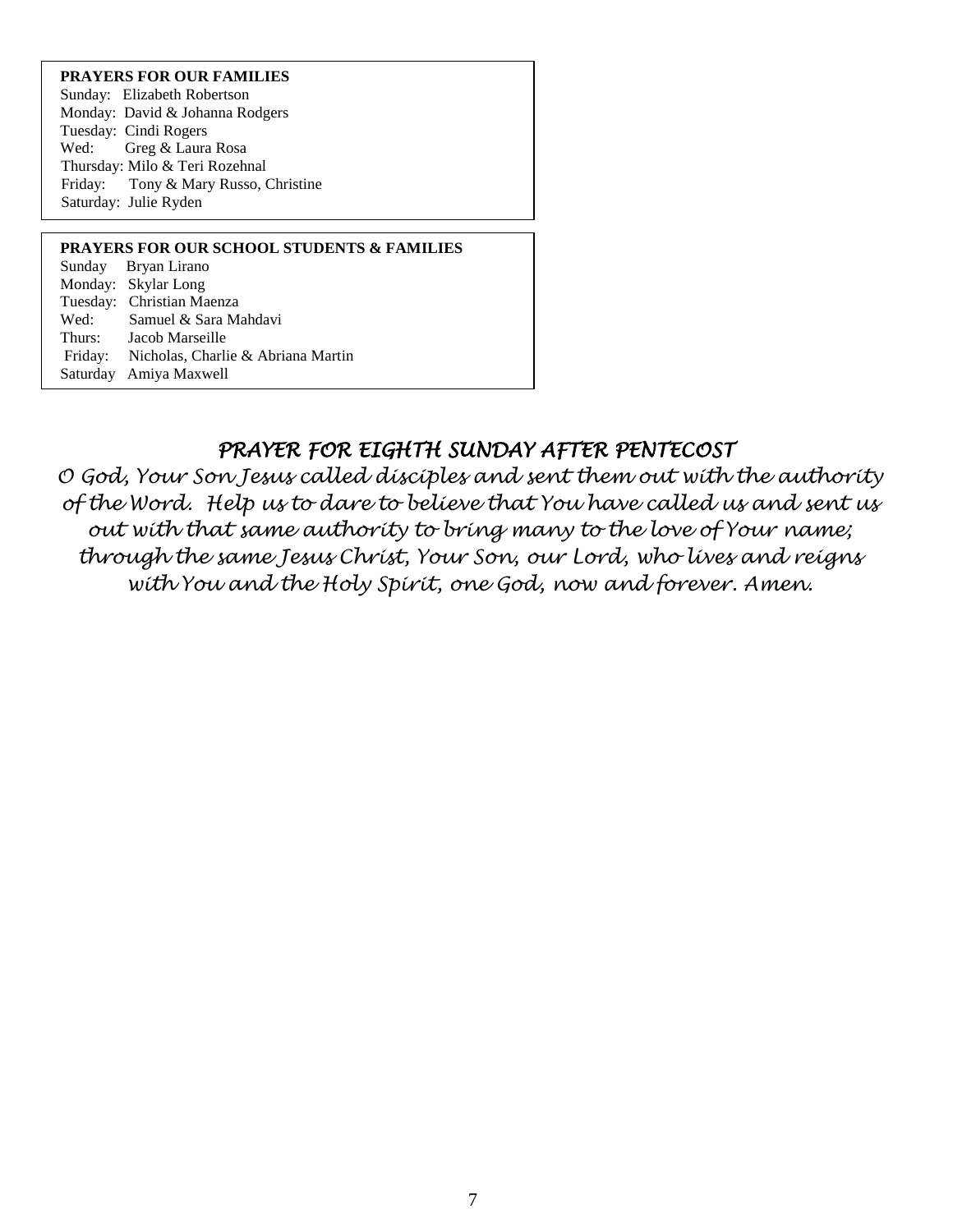**PRAYERS FOR OUR FAMILIES**

Sunday: Elizabeth Robertson
Monday: David & Johanna Rodgers
Tuesday: Cindi Rogers
Wed: Greg & Laura Rosa
Thursday: Milo & Teri Rozehnal
Friday: Tony & Mary Russo, Christine
Saturday: Julie Ryden

**PRAYERS FOR OUR SCHOOL STUDENTS & FAMILIES**

Sunday Bryan Lirano
Monday: Skylar Long
Tuesday: Christian Maenza
Wed: Samuel & Sara Mahdavi
Thurs: Jacob Marseille
Friday: Nicholas, Charlie & Abriana Martin
Saturday Amiya Maxwell

## *PRAYER FOR EIGHTH SUNDAY AFTER PENTECOST*

*O God, Your Son Jesus called disciples and sent them out with the authority of the Word. Help us to dare to believe that You have called us and sent us out with that same authority to bring many to the love of Your name; through the same Jesus Christ, Your Son, our Lord, who lives and reigns with You and the Holy Spirit, one God, now and forever. Amen.*